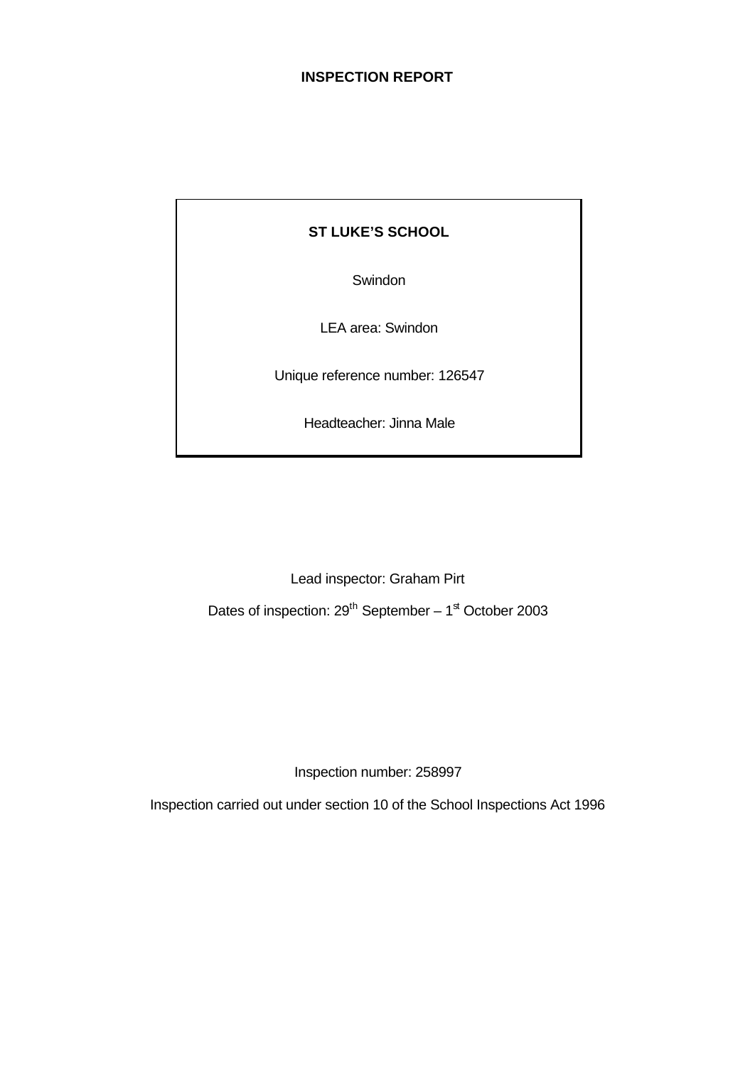# INSPECTION REPORT

**ST LUKE'S SCHOOL**

Swindon

LEA area: Swindon

Unique reference number: 126547

Headteacher: Jinna Male

Lead inspector: Graham Pirt

Dates of inspection: 29th September – 1st October 2003

Inspection number: 258997

Inspection carried out under section 10 of the School Inspections Act 1996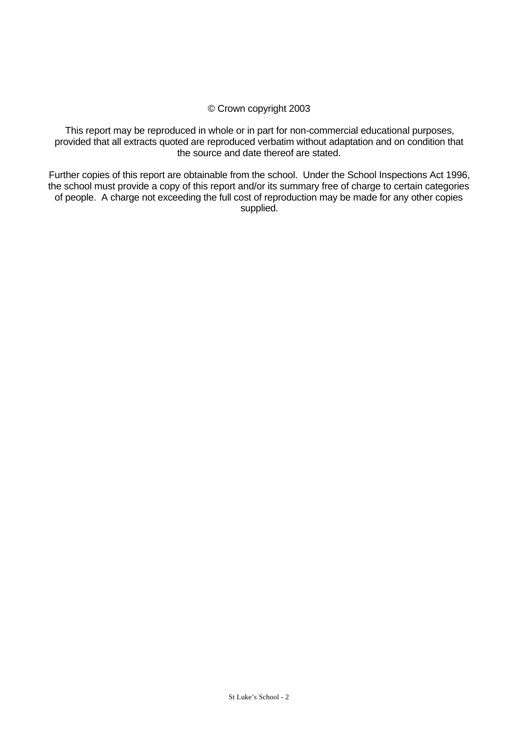© Crown copyright 2003

This report may be reproduced in whole or in part for non-commercial educational purposes, provided that all extracts quoted are reproduced verbatim without adaptation and on condition that the source and date thereof are stated.

Further copies of this report are obtainable from the school. Under the School Inspections Act 1996, the school must provide a copy of this report and/or its summary free of charge to certain categories of people. A charge not exceeding the full cost of reproduction may be made for any other copies supplied.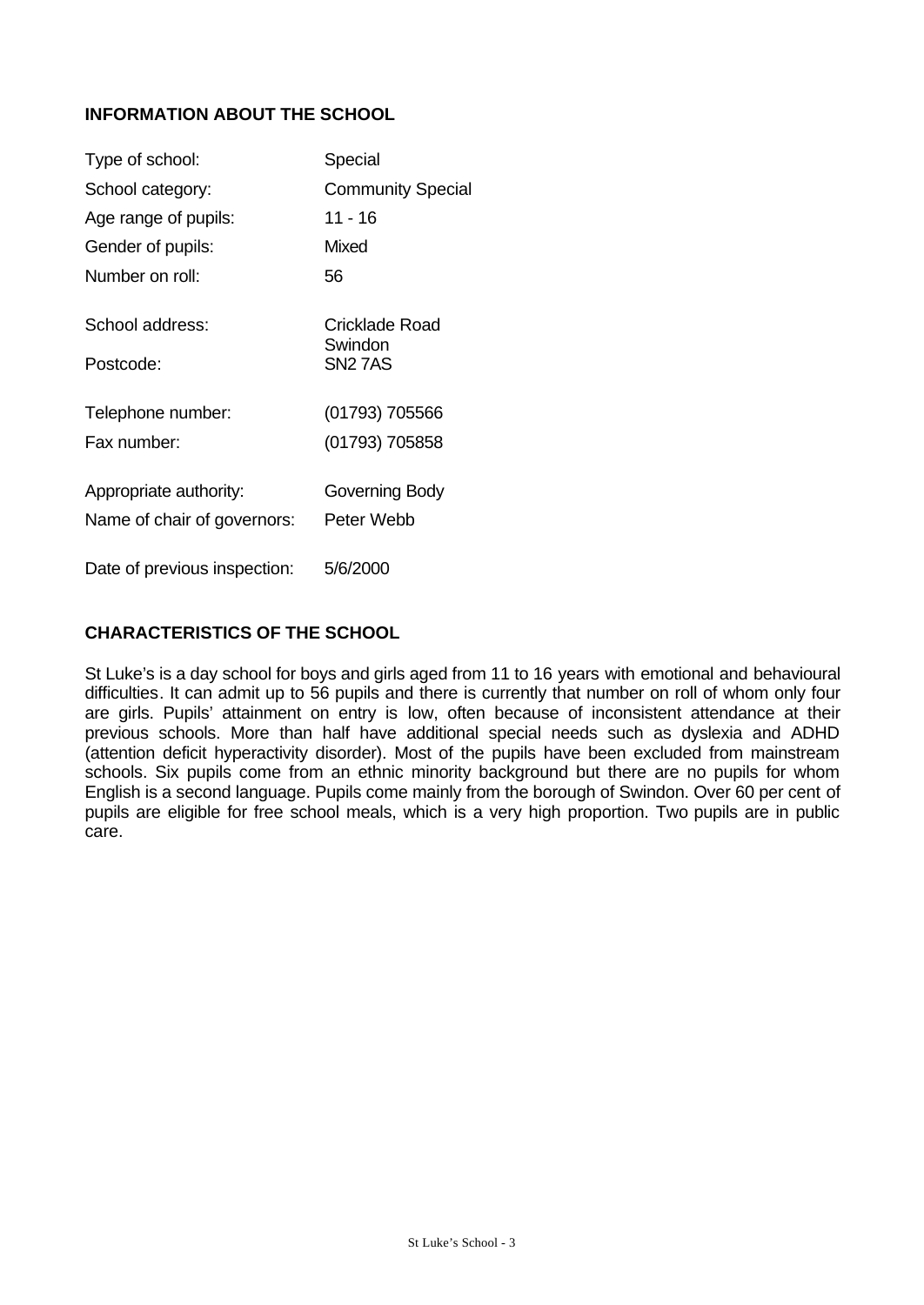## INFORMATION ABOUT THE SCHOOL

| | |
|---|---|
| Type of school: | Special |
| School category: | Community Special |
| Age range of pupils: | 11 - 16 |
| Gender of pupils: | Mixed |
| Number on roll: | 56 |
| School address: | Cricklade Road<br>Swindon |
| Postcode: | SN2 7AS |
| Telephone number: | (01793) 705566 |
| Fax number: | (01793) 705858 |
| Appropriate authority: | Governing Body |
| Name of chair of governors: | Peter Webb |
| Date of previous inspection: | 5/6/2000 |

## CHARACTERISTICS OF THE SCHOOL

St Luke's is a day school for boys and girls aged from 11 to 16 years with emotional and behavioural difficulties. It can admit up to 56 pupils and there is currently that number on roll of whom only four are girls. Pupils' attainment on entry is low, often because of inconsistent attendance at their previous schools. More than half have additional special needs such as dyslexia and ADHD (attention deficit hyperactivity disorder). Most of the pupils have been excluded from mainstream schools. Six pupils come from an ethnic minority background but there are no pupils for whom English is a second language. Pupils come mainly from the borough of Swindon. Over 60 per cent of pupils are eligible for free school meals, which is a very high proportion. Two pupils are in public care.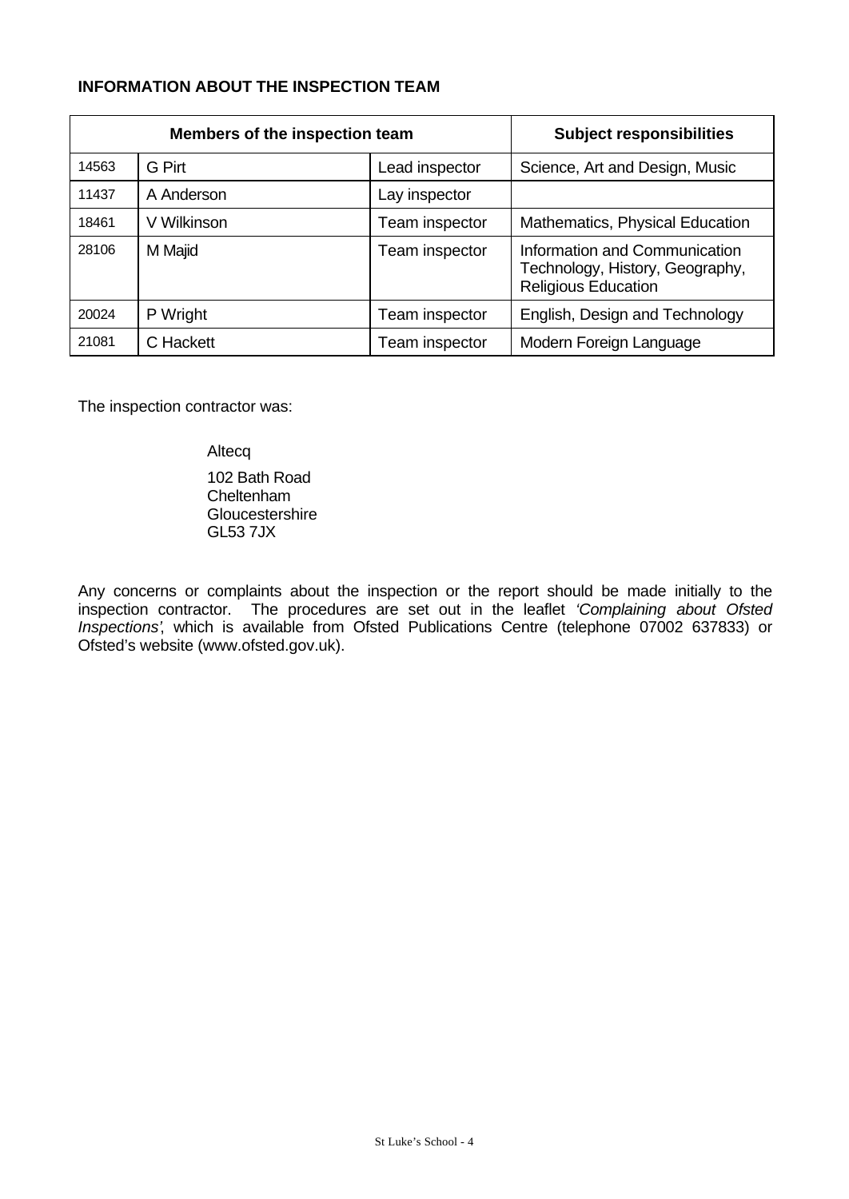**INFORMATION ABOUT THE INSPECTION TEAM**

| Members of the inspection team | | | Subject responsibilities |
|---|---|---|---|
| 14563 | G Pirt | Lead inspector | Science, Art and Design, Music |
| 11437 | A Anderson | Lay inspector | |
| 18461 | V Wilkinson | Team inspector | Mathematics, Physical Education |
| 28106 | M Majid | Team inspector | Information and Communication Technology, History, Geography, Religious Education |
| 20024 | P Wright | Team inspector | English, Design and Technology |
| 21081 | C Hackett | Team inspector | Modern Foreign Language |

The inspection contractor was:

Altecq

102 Bath Road
Cheltenham
Gloucestershire
GL53 7JX

Any concerns or complaints about the inspection or the report should be made initially to the inspection contractor. The procedures are set out in the leaflet *'Complaining about Ofsted Inspections'*, which is available from Ofsted Publications Centre (telephone 07002 637833) or Ofsted's website (www.ofsted.gov.uk).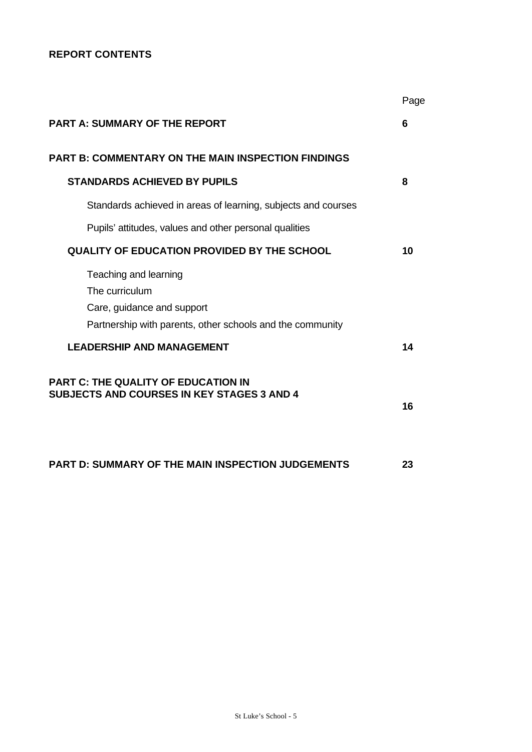**REPORT CONTENTS**

| | Page |
|---|---|
| **PART A: SUMMARY OF THE REPORT** | **6** |
| **PART B: COMMENTARY ON THE MAIN INSPECTION FINDINGS** | |
| **STANDARDS ACHIEVED BY PUPILS** | **8** |
| Standards achieved in areas of learning, subjects and courses | |
| Pupils' attitudes, values and other personal qualities | |
| **QUALITY OF EDUCATION PROVIDED BY THE SCHOOL** | **10** |
| Teaching and learning<br>The curriculum<br>Care, guidance and support<br>Partnership with parents, other schools and the community | |
| **LEADERSHIP AND MANAGEMENT** | **14** |
| **PART C: THE QUALITY OF EDUCATION IN SUBJECTS AND COURSES IN KEY STAGES 3 AND 4** | **16** |
| **PART D: SUMMARY OF THE MAIN INSPECTION JUDGEMENTS** | **23** |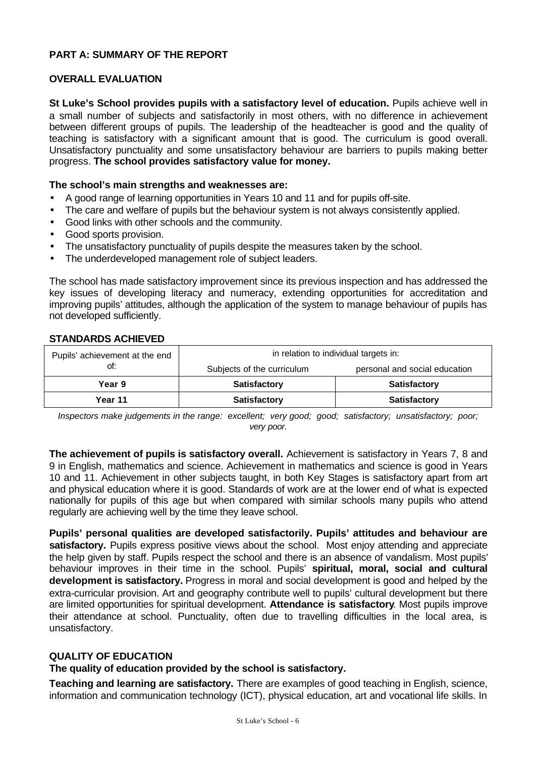## PART A: SUMMARY OF THE REPORT

### OVERALL EVALUATION

**St Luke's School provides pupils with a satisfactory level of education.** Pupils achieve well in a small number of subjects and satisfactorily in most others, with no difference in achievement between different groups of pupils. The leadership of the headteacher is good and the quality of teaching is satisfactory with a significant amount that is good. The curriculum is good overall. Unsatisfactory punctuality and some unsatisfactory behaviour are barriers to pupils making better progress. **The school provides satisfactory value for money.**

**The school's main strengths and weaknesses are:**

- A good range of learning opportunities in Years 10 and 11 and for pupils off-site.
- The care and welfare of pupils but the behaviour system is not always consistently applied.
- Good links with other schools and the community.
- Good sports provision.
- The unsatisfactory punctuality of pupils despite the measures taken by the school.
- The underdeveloped management role of subject leaders.

The school has made satisfactory improvement since its previous inspection and has addressed the key issues of developing literacy and numeracy, extending opportunities for accreditation and improving pupils' attitudes, although the application of the system to manage behaviour of pupils has not developed sufficiently.

### STANDARDS ACHIEVED

| Pupils' achievement at the end of: | in relation to individual targets in: | |
|---|---|---|
| | Subjects of the curriculum | personal and social education |
| **Year 9** | **Satisfactory** | **Satisfactory** |
| **Year 11** | **Satisfactory** | **Satisfactory** |

*Inspectors make judgements in the range: excellent; very good; good; satisfactory; unsatisfactory; poor; very poor.*

**The achievement of pupils is satisfactory overall.** Achievement is satisfactory in Years 7, 8 and 9 in English, mathematics and science. Achievement in mathematics and science is good in Years 10 and 11. Achievement in other subjects taught, in both Key Stages is satisfactory apart from art and physical education where it is good. Standards of work are at the lower end of what is expected nationally for pupils of this age but when compared with similar schools many pupils who attend regularly are achieving well by the time they leave school.

**Pupils' personal qualities are developed satisfactorily. Pupils' attitudes and behaviour are satisfactory.** Pupils express positive views about the school. Most enjoy attending and appreciate the help given by staff. Pupils respect the school and there is an absence of vandalism. Most pupils' behaviour improves in their time in the school. Pupils' **spiritual, moral, social and cultural development is satisfactory.** Progress in moral and social development is good and helped by the extra-curricular provision. Art and geography contribute well to pupils' cultural development but there are limited opportunities for spiritual development. **Attendance is satisfactory**. Most pupils improve their attendance at school. Punctuality, often due to travelling difficulties in the local area, is unsatisfactory.

### QUALITY OF EDUCATION

**The quality of education provided by the school is satisfactory.**

**Teaching and learning are satisfactory.** There are examples of good teaching in English, science, information and communication technology (ICT), physical education, art and vocational life skills. In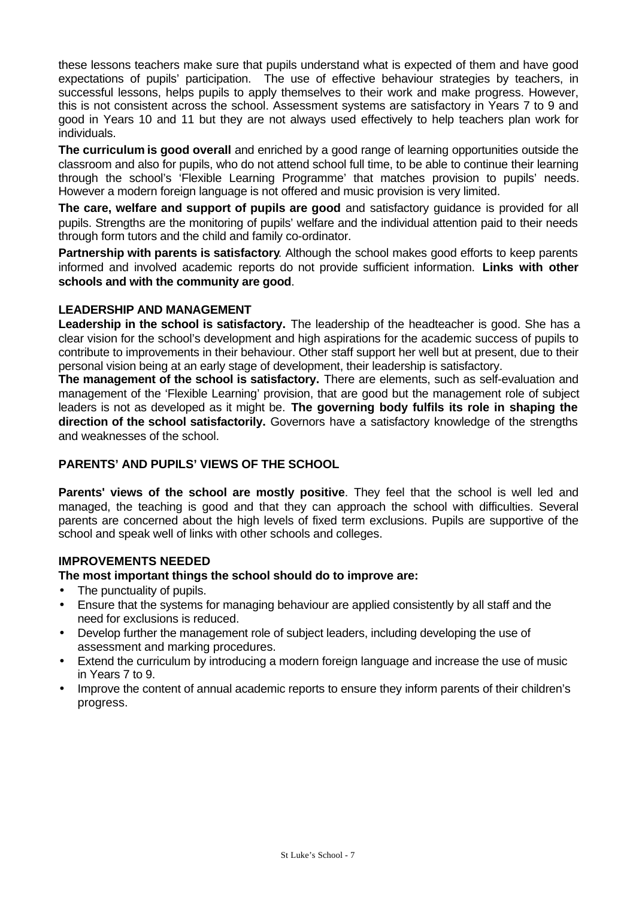these lessons teachers make sure that pupils understand what is expected of them and have good expectations of pupils' participation. The use of effective behaviour strategies by teachers, in successful lessons, helps pupils to apply themselves to their work and make progress. However, this is not consistent across the school. Assessment systems are satisfactory in Years 7 to 9 and good in Years 10 and 11 but they are not always used effectively to help teachers plan work for individuals.

**The curriculum is good overall** and enriched by a good range of learning opportunities outside the classroom and also for pupils, who do not attend school full time, to be able to continue their learning through the school's 'Flexible Learning Programme' that matches provision to pupils' needs. However a modern foreign language is not offered and music provision is very limited.

**The care, welfare and support of pupils are good** and satisfactory guidance is provided for all pupils. Strengths are the monitoring of pupils' welfare and the individual attention paid to their needs through form tutors and the child and family co-ordinator.

**Partnership with parents is satisfactory**. Although the school makes good efforts to keep parents informed and involved academic reports do not provide sufficient information. **Links with other schools and with the community are good**.

### LEADERSHIP AND MANAGEMENT

**Leadership in the school is satisfactory.** The leadership of the headteacher is good. She has a clear vision for the school's development and high aspirations for the academic success of pupils to contribute to improvements in their behaviour. Other staff support her well but at present, due to their personal vision being at an early stage of development, their leadership is satisfactory.

**The management of the school is satisfactory.** There are elements, such as self-evaluation and management of the 'Flexible Learning' provision, that are good but the management role of subject leaders is not as developed as it might be. **The governing body fulfils its role in shaping the direction of the school satisfactorily.** Governors have a satisfactory knowledge of the strengths and weaknesses of the school.

### PARENTS' AND PUPILS' VIEWS OF THE SCHOOL

**Parents' views of the school are mostly positive**. They feel that the school is well led and managed, the teaching is good and that they can approach the school with difficulties. Several parents are concerned about the high levels of fixed term exclusions. Pupils are supportive of the school and speak well of links with other schools and colleges.

### IMPROVEMENTS NEEDED

**The most important things the school should do to improve are:**

- The punctuality of pupils.
- Ensure that the systems for managing behaviour are applied consistently by all staff and the need for exclusions is reduced.
- Develop further the management role of subject leaders, including developing the use of assessment and marking procedures.
- Extend the curriculum by introducing a modern foreign language and increase the use of music in Years 7 to 9.
- Improve the content of annual academic reports to ensure they inform parents of their children's progress.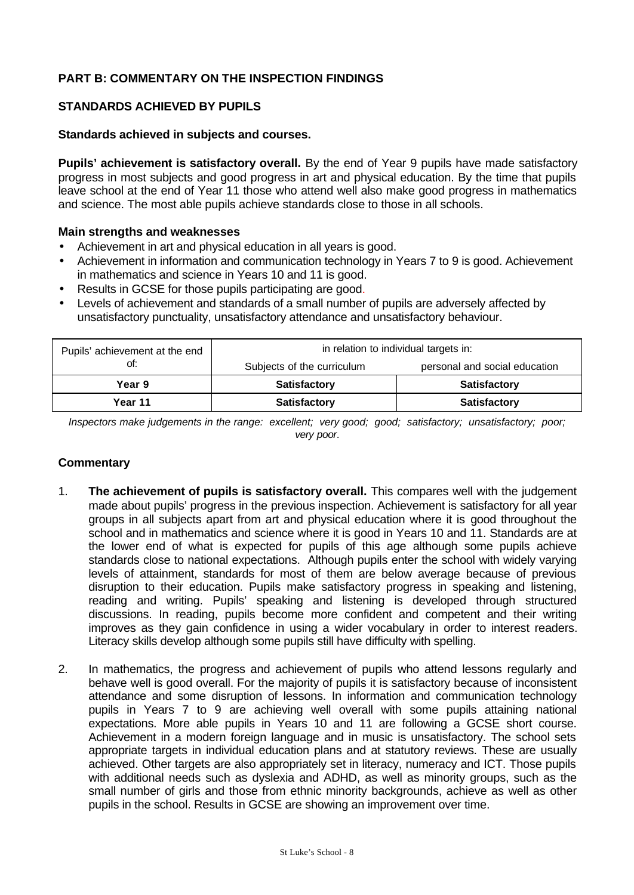## PART B: COMMENTARY ON THE INSPECTION FINDINGS

### STANDARDS ACHIEVED BY PUPILS

#### Standards achieved in subjects and courses.

**Pupils' achievement is satisfactory overall.** By the end of Year 9 pupils have made satisfactory progress in most subjects and good progress in art and physical education. By the time that pupils leave school at the end of Year 11 those who attend well also make good progress in mathematics and science. The most able pupils achieve standards close to those in all schools.

**Main strengths and weaknesses**

- Achievement in art and physical education in all years is good.
- Achievement in information and communication technology in Years 7 to 9 is good. Achievement in mathematics and science in Years 10 and 11 is good.
- Results in GCSE for those pupils participating are good.
- Levels of achievement and standards of a small number of pupils are adversely affected by unsatisfactory punctuality, unsatisfactory attendance and unsatisfactory behaviour.

| Pupils' achievement at the end of: | in relation to individual targets in: | |
|---|---|---|
| | Subjects of the curriculum | personal and social education |
| **Year 9** | **Satisfactory** | **Satisfactory** |
| **Year 11** | **Satisfactory** | **Satisfactory** |

*Inspectors make judgements in the range: excellent; very good; good; satisfactory; unsatisfactory; poor; very poor.*

#### Commentary

1. **The achievement of pupils is satisfactory overall.** This compares well with the judgement made about pupils' progress in the previous inspection. Achievement is satisfactory for all year groups in all subjects apart from art and physical education where it is good throughout the school and in mathematics and science where it is good in Years 10 and 11. Standards are at the lower end of what is expected for pupils of this age although some pupils achieve standards close to national expectations. Although pupils enter the school with widely varying levels of attainment, standards for most of them are below average because of previous disruption to their education. Pupils make satisfactory progress in speaking and listening, reading and writing. Pupils' speaking and listening is developed through structured discussions. In reading, pupils become more confident and competent and their writing improves as they gain confidence in using a wider vocabulary in order to interest readers. Literacy skills develop although some pupils still have difficulty with spelling.

2. In mathematics, the progress and achievement of pupils who attend lessons regularly and behave well is good overall. For the majority of pupils it is satisfactory because of inconsistent attendance and some disruption of lessons. In information and communication technology pupils in Years 7 to 9 are achieving well overall with some pupils attaining national expectations. More able pupils in Years 10 and 11 are following a GCSE short course. Achievement in a modern foreign language and in music is unsatisfactory. The school sets appropriate targets in individual education plans and at statutory reviews. These are usually achieved. Other targets are also appropriately set in literacy, numeracy and ICT. Those pupils with additional needs such as dyslexia and ADHD, as well as minority groups, such as the small number of girls and those from ethnic minority backgrounds, achieve as well as other pupils in the school. Results in GCSE are showing an improvement over time.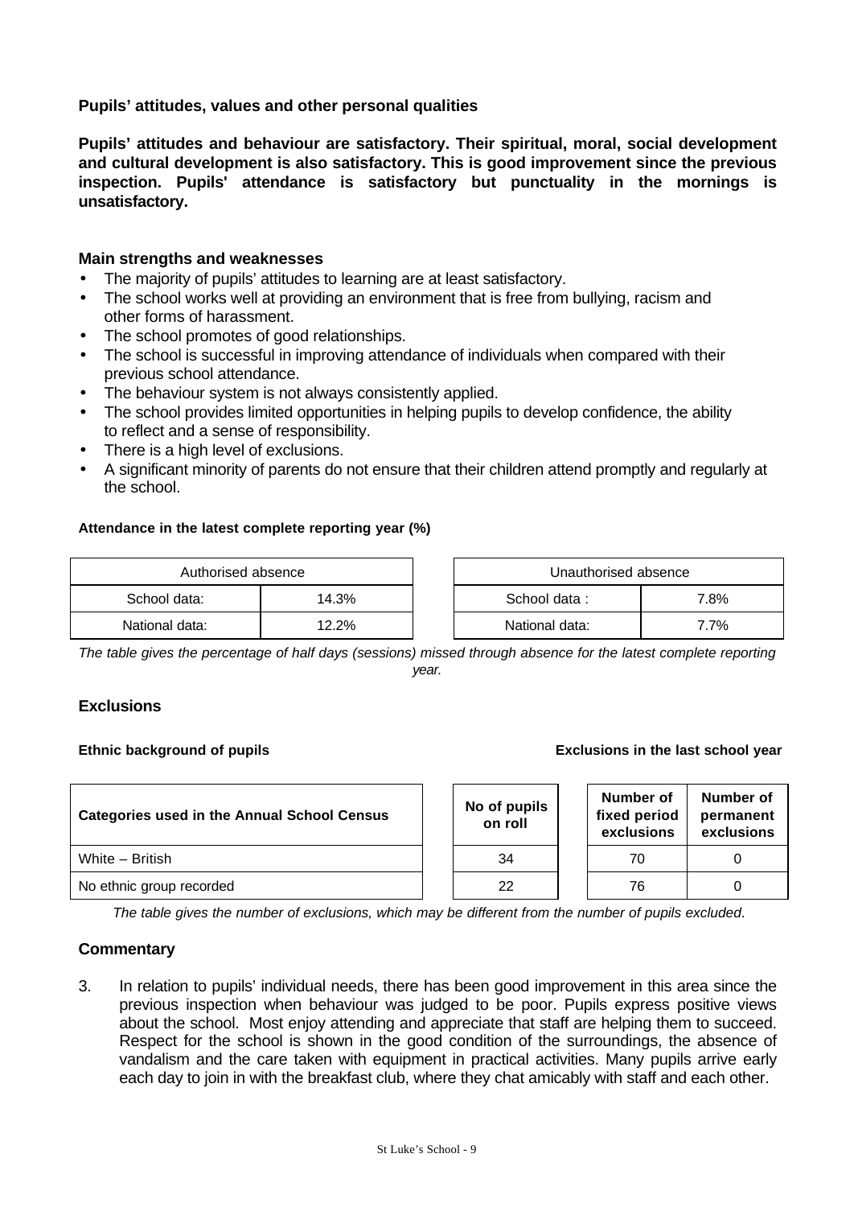### Pupils' attitudes, values and other personal qualities

**Pupils' attitudes and behaviour are satisfactory. Their spiritual, moral, social development and cultural development is also satisfactory. This is good improvement since the previous inspection. Pupils' attendance is satisfactory but punctuality in the mornings is unsatisfactory.**

#### Main strengths and weaknesses

- The majority of pupils' attitudes to learning are at least satisfactory.
- The school works well at providing an environment that is free from bullying, racism and other forms of harassment.
- The school promotes of good relationships.
- The school is successful in improving attendance of individuals when compared with their previous school attendance.
- The behaviour system is not always consistently applied.
- The school provides limited opportunities in helping pupils to develop confidence, the ability to reflect and a sense of responsibility.
- There is a high level of exclusions.
- A significant minority of parents do not ensure that their children attend promptly and regularly at the school.

**Attendance in the latest complete reporting year (%)**

| Authorised absence | |
|---|---|
| School data: | 14.3% |
| National data: | 12.2% |

| Unauthorised absence | |
|---|---|
| School data : | 7.8% |
| National data: | 7.7% |

*The table gives the percentage of half days (sessions) missed through absence for the latest complete reporting year.*

#### Exclusions

**Ethnic background of pupils** / **Exclusions in the last school year**

| Categories used in the Annual School Census | No of pupils on roll | Number of fixed period exclusions | Number of permanent exclusions |
|---|---|---|---|
| White – British | 34 | 70 | 0 |
| No ethnic group recorded | 22 | 76 | 0 |

*The table gives the number of exclusions, which may be different from the number of pupils excluded.*

#### Commentary

3. In relation to pupils' individual needs, there has been good improvement in this area since the previous inspection when behaviour was judged to be poor. Pupils express positive views about the school. Most enjoy attending and appreciate that staff are helping them to succeed. Respect for the school is shown in the good condition of the surroundings, the absence of vandalism and the care taken with equipment in practical activities. Many pupils arrive early each day to join in with the breakfast club, where they chat amicably with staff and each other.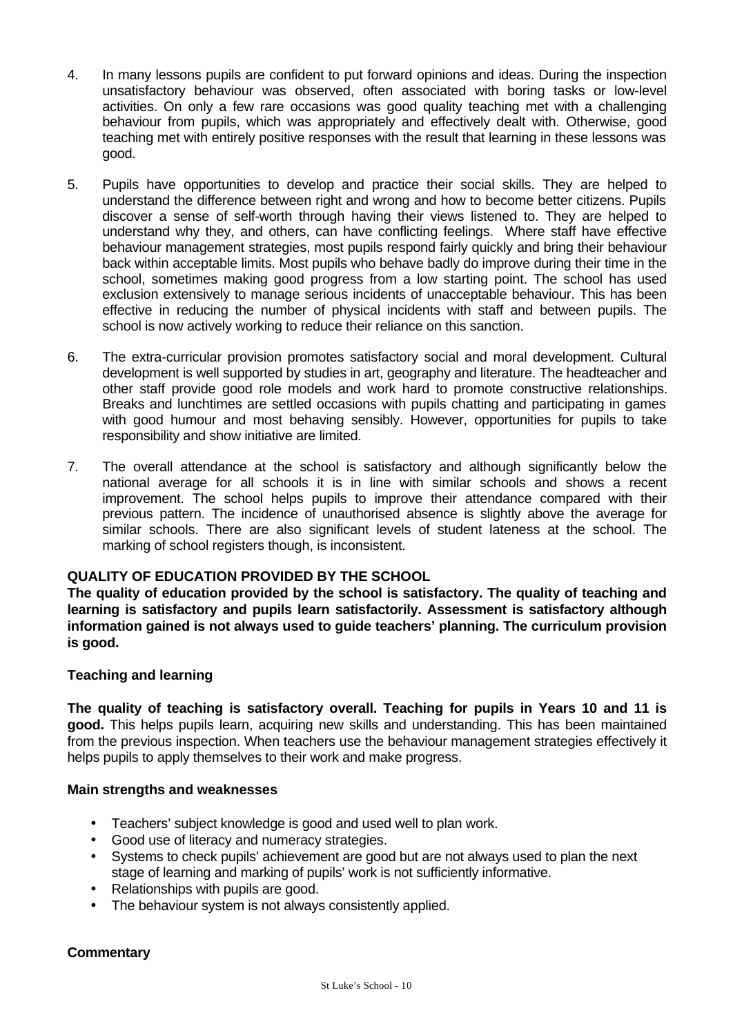4. In many lessons pupils are confident to put forward opinions and ideas. During the inspection unsatisfactory behaviour was observed, often associated with boring tasks or low-level activities. On only a few rare occasions was good quality teaching met with a challenging behaviour from pupils, which was appropriately and effectively dealt with. Otherwise, good teaching met with entirely positive responses with the result that learning in these lessons was good.

5. Pupils have opportunities to develop and practice their social skills. They are helped to understand the difference between right and wrong and how to become better citizens. Pupils discover a sense of self-worth through having their views listened to. They are helped to understand why they, and others, can have conflicting feelings. Where staff have effective behaviour management strategies, most pupils respond fairly quickly and bring their behaviour back within acceptable limits. Most pupils who behave badly do improve during their time in the school, sometimes making good progress from a low starting point. The school has used exclusion extensively to manage serious incidents of unacceptable behaviour. This has been effective in reducing the number of physical incidents with staff and between pupils. The school is now actively working to reduce their reliance on this sanction.

6. The extra-curricular provision promotes satisfactory social and moral development. Cultural development is well supported by studies in art, geography and literature. The headteacher and other staff provide good role models and work hard to promote constructive relationships. Breaks and lunchtimes are settled occasions with pupils chatting and participating in games with good humour and most behaving sensibly. However, opportunities for pupils to take responsibility and show initiative are limited.

7. The overall attendance at the school is satisfactory and although significantly below the national average for all schools it is in line with similar schools and shows a recent improvement. The school helps pupils to improve their attendance compared with their previous pattern. The incidence of unauthorised absence is slightly above the average for similar schools. There are also significant levels of student lateness at the school. The marking of school registers though, is inconsistent.

## QUALITY OF EDUCATION PROVIDED BY THE SCHOOL

**The quality of education provided by the school is satisfactory. The quality of teaching and learning is satisfactory and pupils learn satisfactorily. Assessment is satisfactory although information gained is not always used to guide teachers' planning. The curriculum provision is good.**

### Teaching and learning

**The quality of teaching is satisfactory overall. Teaching for pupils in Years 10 and 11 is good.** This helps pupils learn, acquiring new skills and understanding. This has been maintained from the previous inspection. When teachers use the behaviour management strategies effectively it helps pupils to apply themselves to their work and make progress.

#### Main strengths and weaknesses

- Teachers' subject knowledge is good and used well to plan work.
- Good use of literacy and numeracy strategies.
- Systems to check pupils' achievement are good but are not always used to plan the next stage of learning and marking of pupils' work is not sufficiently informative.
- Relationships with pupils are good.
- The behaviour system is not always consistently applied.

#### Commentary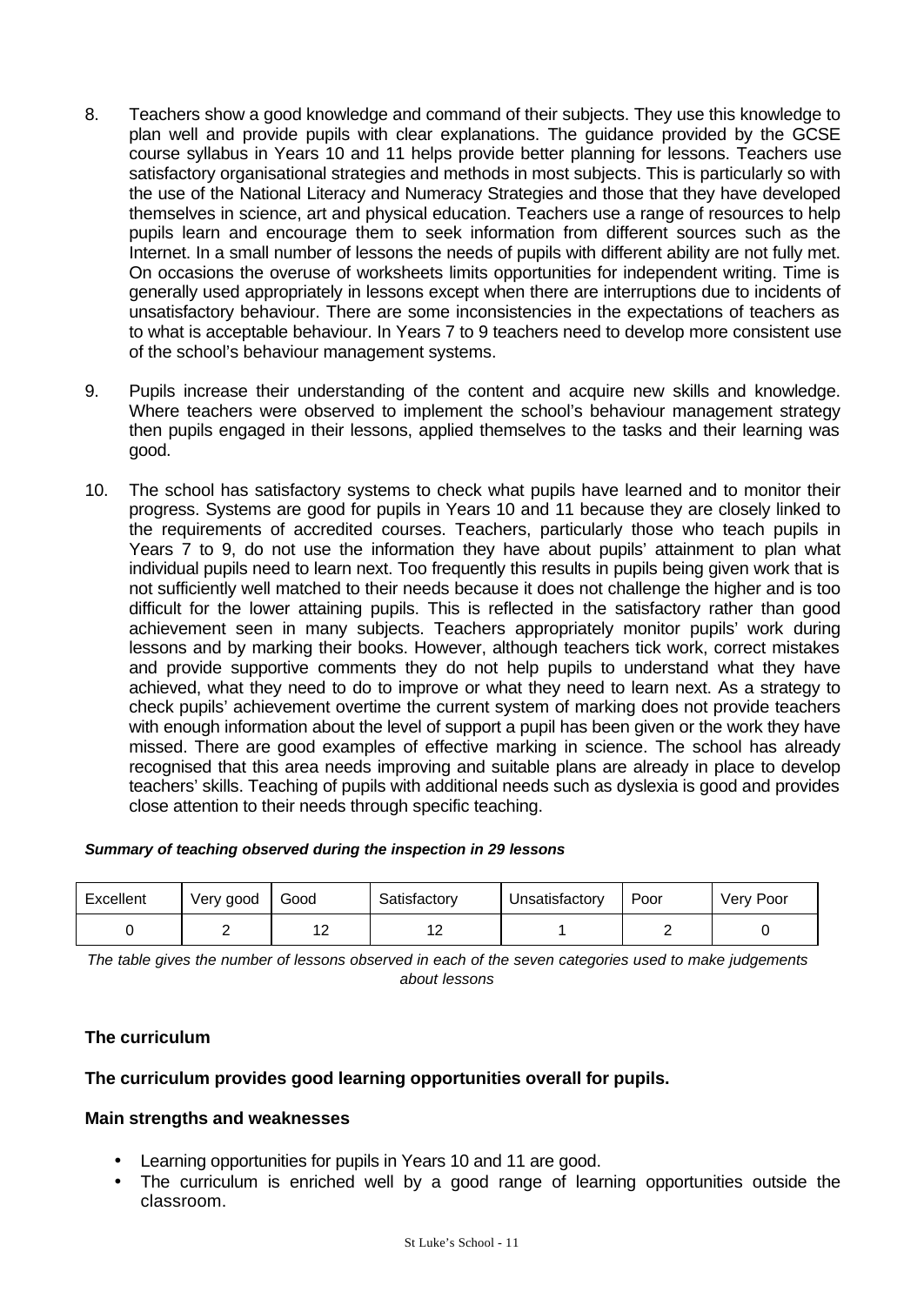8. Teachers show a good knowledge and command of their subjects. They use this knowledge to plan well and provide pupils with clear explanations. The guidance provided by the GCSE course syllabus in Years 10 and 11 helps provide better planning for lessons. Teachers use satisfactory organisational strategies and methods in most subjects. This is particularly so with the use of the National Literacy and Numeracy Strategies and those that they have developed themselves in science, art and physical education. Teachers use a range of resources to help pupils learn and encourage them to seek information from different sources such as the Internet. In a small number of lessons the needs of pupils with different ability are not fully met. On occasions the overuse of worksheets limits opportunities for independent writing. Time is generally used appropriately in lessons except when there are interruptions due to incidents of unsatisfactory behaviour. There are some inconsistencies in the expectations of teachers as to what is acceptable behaviour. In Years 7 to 9 teachers need to develop more consistent use of the school's behaviour management systems.

9. Pupils increase their understanding of the content and acquire new skills and knowledge. Where teachers were observed to implement the school's behaviour management strategy then pupils engaged in their lessons, applied themselves to the tasks and their learning was good.

10. The school has satisfactory systems to check what pupils have learned and to monitor their progress. Systems are good for pupils in Years 10 and 11 because they are closely linked to the requirements of accredited courses. Teachers, particularly those who teach pupils in Years 7 to 9, do not use the information they have about pupils' attainment to plan what individual pupils need to learn next. Too frequently this results in pupils being given work that is not sufficiently well matched to their needs because it does not challenge the higher and is too difficult for the lower attaining pupils. This is reflected in the satisfactory rather than good achievement seen in many subjects. Teachers appropriately monitor pupils' work during lessons and by marking their books. However, although teachers tick work, correct mistakes and provide supportive comments they do not help pupils to understand what they have achieved, what they need to do to improve or what they need to learn next. As a strategy to check pupils' achievement overtime the current system of marking does not provide teachers with enough information about the level of support a pupil has been given or the work they have missed. There are good examples of effective marking in science. The school has already recognised that this area needs improving and suitable plans are already in place to develop teachers' skills. Teaching of pupils with additional needs such as dyslexia is good and provides close attention to their needs through specific teaching.

***Summary of teaching observed during the inspection in 29 lessons***

| Excellent | Very good | Good | Satisfactory | Unsatisfactory | Poor | Very Poor |
|---|---|---|---|---|---|---|
| 0 | 2 | 12 | 12 | 1 | 2 | 0 |

*The table gives the number of lessons observed in each of the seven categories used to make judgements about lessons*

### The curriculum

**The curriculum provides good learning opportunities overall for pupils.**

**Main strengths and weaknesses**

- Learning opportunities for pupils in Years 10 and 11 are good.
- The curriculum is enriched well by a good range of learning opportunities outside the classroom.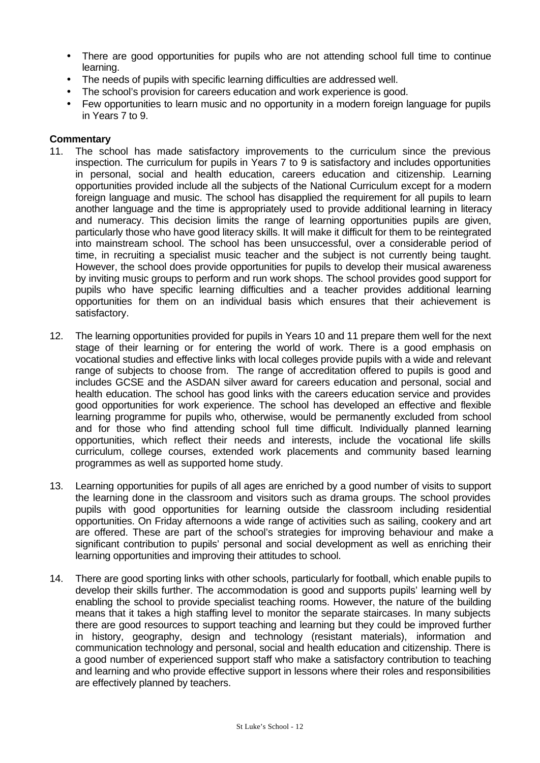- There are good opportunities for pupils who are not attending school full time to continue learning.
- The needs of pupils with specific learning difficulties are addressed well.
- The school's provision for careers education and work experience is good.
- Few opportunities to learn music and no opportunity in a modern foreign language for pupils in Years 7 to 9.

**Commentary**

11. The school has made satisfactory improvements to the curriculum since the previous inspection. The curriculum for pupils in Years 7 to 9 is satisfactory and includes opportunities in personal, social and health education, careers education and citizenship. Learning opportunities provided include all the subjects of the National Curriculum except for a modern foreign language and music. The school has disapplied the requirement for all pupils to learn another language and the time is appropriately used to provide additional learning in literacy and numeracy. This decision limits the range of learning opportunities pupils are given, particularly those who have good literacy skills. It will make it difficult for them to be reintegrated into mainstream school. The school has been unsuccessful, over a considerable period of time, in recruiting a specialist music teacher and the subject is not currently being taught. However, the school does provide opportunities for pupils to develop their musical awareness by inviting music groups to perform and run work shops. The school provides good support for pupils who have specific learning difficulties and a teacher provides additional learning opportunities for them on an individual basis which ensures that their achievement is satisfactory.

12. The learning opportunities provided for pupils in Years 10 and 11 prepare them well for the next stage of their learning or for entering the world of work. There is a good emphasis on vocational studies and effective links with local colleges provide pupils with a wide and relevant range of subjects to choose from. The range of accreditation offered to pupils is good and includes GCSE and the ASDAN silver award for careers education and personal, social and health education. The school has good links with the careers education service and provides good opportunities for work experience. The school has developed an effective and flexible learning programme for pupils who, otherwise, would be permanently excluded from school and for those who find attending school full time difficult. Individually planned learning opportunities, which reflect their needs and interests, include the vocational life skills curriculum, college courses, extended work placements and community based learning programmes as well as supported home study.

13. Learning opportunities for pupils of all ages are enriched by a good number of visits to support the learning done in the classroom and visitors such as drama groups. The school provides pupils with good opportunities for learning outside the classroom including residential opportunities. On Friday afternoons a wide range of activities such as sailing, cookery and art are offered. These are part of the school's strategies for improving behaviour and make a significant contribution to pupils' personal and social development as well as enriching their learning opportunities and improving their attitudes to school.

14. There are good sporting links with other schools, particularly for football, which enable pupils to develop their skills further. The accommodation is good and supports pupils' learning well by enabling the school to provide specialist teaching rooms. However, the nature of the building means that it takes a high staffing level to monitor the separate staircases. In many subjects there are good resources to support teaching and learning but they could be improved further in history, geography, design and technology (resistant materials), information and communication technology and personal, social and health education and citizenship. There is a good number of experienced support staff who make a satisfactory contribution to teaching and learning and who provide effective support in lessons where their roles and responsibilities are effectively planned by teachers.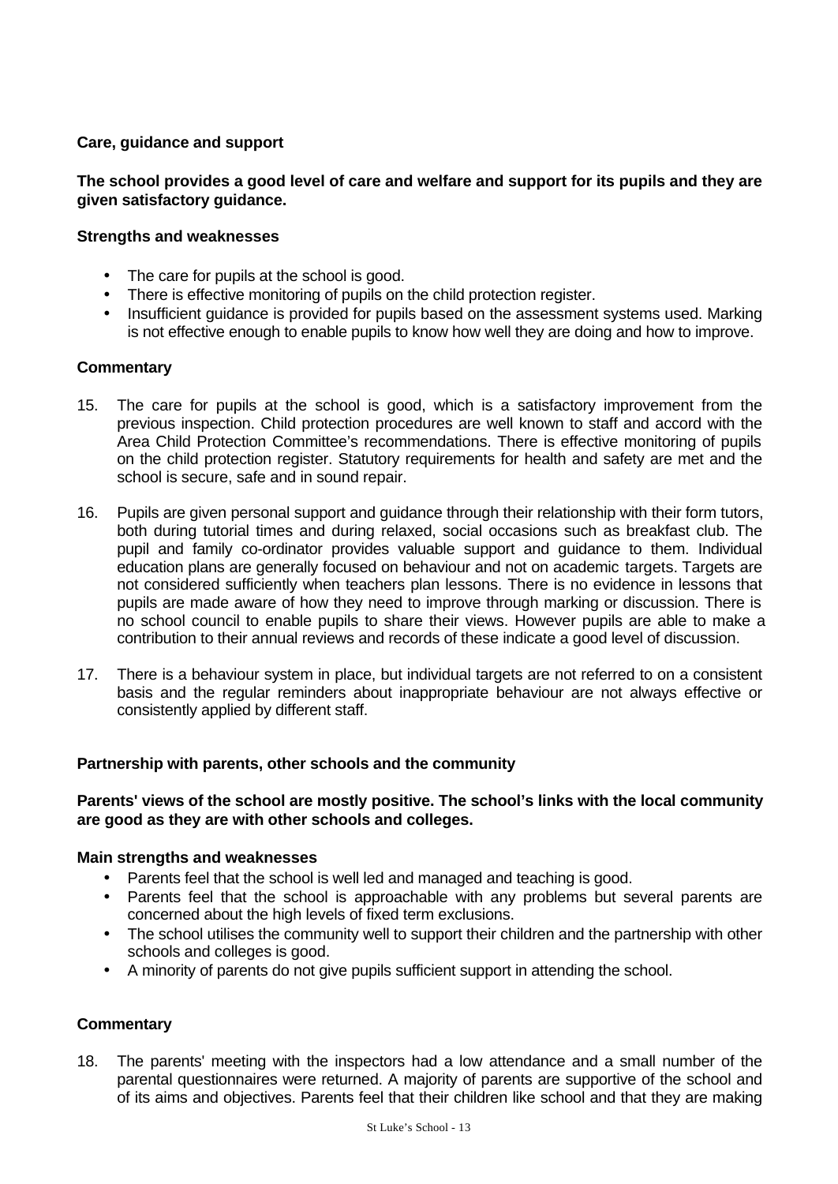**Care, guidance and support**

**The school provides a good level of care and welfare and support for its pupils and they are given satisfactory guidance.**

**Strengths and weaknesses**

- The care for pupils at the school is good.
- There is effective monitoring of pupils on the child protection register.
- Insufficient guidance is provided for pupils based on the assessment systems used. Marking is not effective enough to enable pupils to know how well they are doing and how to improve.

**Commentary**

15. The care for pupils at the school is good, which is a satisfactory improvement from the previous inspection. Child protection procedures are well known to staff and accord with the Area Child Protection Committee's recommendations. There is effective monitoring of pupils on the child protection register. Statutory requirements for health and safety are met and the school is secure, safe and in sound repair.

16. Pupils are given personal support and guidance through their relationship with their form tutors, both during tutorial times and during relaxed, social occasions such as breakfast club. The pupil and family co-ordinator provides valuable support and guidance to them. Individual education plans are generally focused on behaviour and not on academic targets. Targets are not considered sufficiently when teachers plan lessons. There is no evidence in lessons that pupils are made aware of how they need to improve through marking or discussion. There is no school council to enable pupils to share their views. However pupils are able to make a contribution to their annual reviews and records of these indicate a good level of discussion.

17. There is a behaviour system in place, but individual targets are not referred to on a consistent basis and the regular reminders about inappropriate behaviour are not always effective or consistently applied by different staff.

**Partnership with parents, other schools and the community**

**Parents' views of the school are mostly positive. The school's links with the local community are good as they are with other schools and colleges.**

**Main strengths and weaknesses**

- Parents feel that the school is well led and managed and teaching is good.
- Parents feel that the school is approachable with any problems but several parents are concerned about the high levels of fixed term exclusions.
- The school utilises the community well to support their children and the partnership with other schools and colleges is good.
- A minority of parents do not give pupils sufficient support in attending the school.

**Commentary**

18. The parents' meeting with the inspectors had a low attendance and a small number of the parental questionnaires were returned. A majority of parents are supportive of the school and of its aims and objectives. Parents feel that their children like school and that they are making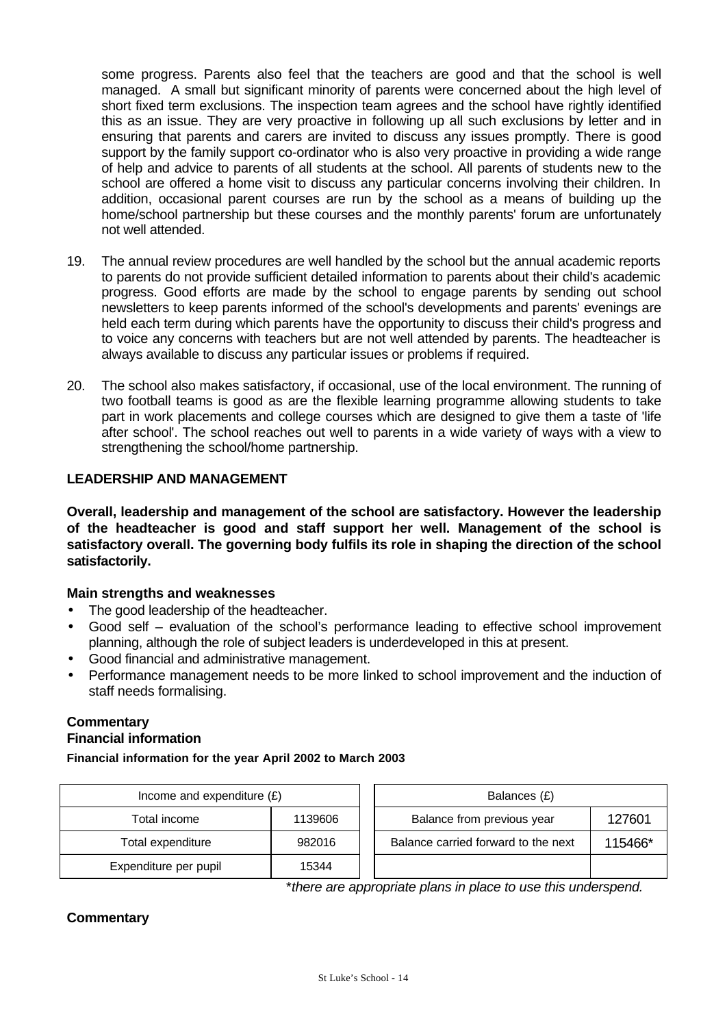some progress. Parents also feel that the teachers are good and that the school is well managed. A small but significant minority of parents were concerned about the high level of short fixed term exclusions. The inspection team agrees and the school have rightly identified this as an issue. They are very proactive in following up all such exclusions by letter and in ensuring that parents and carers are invited to discuss any issues promptly. There is good support by the family support co-ordinator who is also very proactive in providing a wide range of help and advice to parents of all students at the school. All parents of students new to the school are offered a home visit to discuss any particular concerns involving their children. In addition, occasional parent courses are run by the school as a means of building up the home/school partnership but these courses and the monthly parents' forum are unfortunately not well attended.

19. The annual review procedures are well handled by the school but the annual academic reports to parents do not provide sufficient detailed information to parents about their child's academic progress. Good efforts are made by the school to engage parents by sending out school newsletters to keep parents informed of the school's developments and parents' evenings are held each term during which parents have the opportunity to discuss their child's progress and to voice any concerns with teachers but are not well attended by parents. The headteacher is always available to discuss any particular issues or problems if required.

20. The school also makes satisfactory, if occasional, use of the local environment. The running of two football teams is good as are the flexible learning programme allowing students to take part in work placements and college courses which are designed to give them a taste of 'life after school'. The school reaches out well to parents in a wide variety of ways with a view to strengthening the school/home partnership.

## LEADERSHIP AND MANAGEMENT

**Overall, leadership and management of the school are satisfactory. However the leadership of the headteacher is good and staff support her well. Management of the school is satisfactory overall. The governing body fulfils its role in shaping the direction of the school satisfactorily.**

### Main strengths and weaknesses

- The good leadership of the headteacher.
- Good self – evaluation of the school's performance leading to effective school improvement planning, although the role of subject leaders is underdeveloped in this at present.
- Good financial and administrative management.
- Performance management needs to be more linked to school improvement and the induction of staff needs formalising.

### Commentary

### Financial information

**Financial information for the year April 2002 to March 2003**

| Income and expenditure (£) | |
|---|---|
| Total income | 1139606 |
| Total expenditure | 982016 |
| Expenditure per pupil | 15344 |

| Balances (£) | |
|---|---|
| Balance from previous year | 127601 |
| Balance carried forward to the next | 115466* |

*\*there are appropriate plans in place to use this underspend.*

### Commentary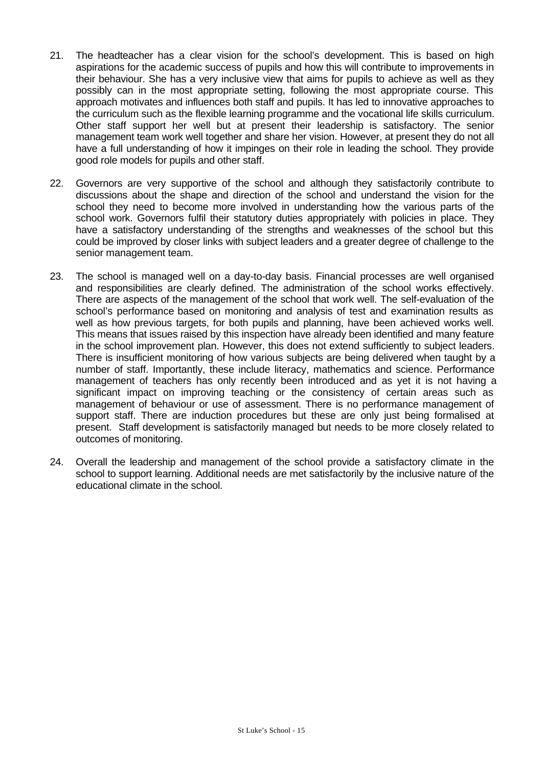21. The headteacher has a clear vision for the school's development. This is based on high aspirations for the academic success of pupils and how this will contribute to improvements in their behaviour. She has a very inclusive view that aims for pupils to achieve as well as they possibly can in the most appropriate setting, following the most appropriate course. This approach motivates and influences both staff and pupils. It has led to innovative approaches to the curriculum such as the flexible learning programme and the vocational life skills curriculum. Other staff support her well but at present their leadership is satisfactory. The senior management team work well together and share her vision. However, at present they do not all have a full understanding of how it impinges on their role in leading the school. They provide good role models for pupils and other staff.

22. Governors are very supportive of the school and although they satisfactorily contribute to discussions about the shape and direction of the school and understand the vision for the school they need to become more involved in understanding how the various parts of the school work. Governors fulfil their statutory duties appropriately with policies in place. They have a satisfactory understanding of the strengths and weaknesses of the school but this could be improved by closer links with subject leaders and a greater degree of challenge to the senior management team.

23. The school is managed well on a day-to-day basis. Financial processes are well organised and responsibilities are clearly defined. The administration of the school works effectively. There are aspects of the management of the school that work well. The self-evaluation of the school's performance based on monitoring and analysis of test and examination results as well as how previous targets, for both pupils and planning, have been achieved works well. This means that issues raised by this inspection have already been identified and many feature in the school improvement plan. However, this does not extend sufficiently to subject leaders. There is insufficient monitoring of how various subjects are being delivered when taught by a number of staff. Importantly, these include literacy, mathematics and science. Performance management of teachers has only recently been introduced and as yet it is not having a significant impact on improving teaching or the consistency of certain areas such as management of behaviour or use of assessment. There is no performance management of support staff. There are induction procedures but these are only just being formalised at present. Staff development is satisfactorily managed but needs to be more closely related to outcomes of monitoring.

24. Overall the leadership and management of the school provide a satisfactory climate in the school to support learning. Additional needs are met satisfactorily by the inclusive nature of the educational climate in the school.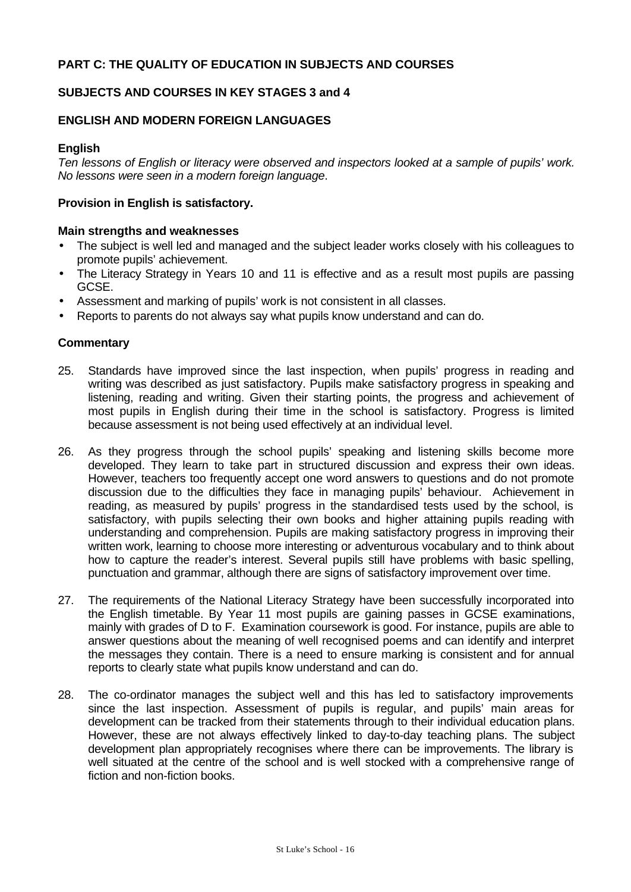## PART C: THE QUALITY OF EDUCATION IN SUBJECTS AND COURSES

### SUBJECTS AND COURSES IN KEY STAGES 3 and 4

### ENGLISH AND MODERN FOREIGN LANGUAGES

#### English

*Ten lessons of English or literacy were observed and inspectors looked at a sample of pupils' work. No lessons were seen in a modern foreign language*.

**Provision in English is satisfactory.**

**Main strengths and weaknesses**

- The subject is well led and managed and the subject leader works closely with his colleagues to promote pupils' achievement.
- The Literacy Strategy in Years 10 and 11 is effective and as a result most pupils are passing GCSE.
- Assessment and marking of pupils' work is not consistent in all classes.
- Reports to parents do not always say what pupils know understand and can do.

**Commentary**

25. Standards have improved since the last inspection, when pupils' progress in reading and writing was described as just satisfactory. Pupils make satisfactory progress in speaking and listening, reading and writing. Given their starting points, the progress and achievement of most pupils in English during their time in the school is satisfactory. Progress is limited because assessment is not being used effectively at an individual level.

26. As they progress through the school pupils' speaking and listening skills become more developed. They learn to take part in structured discussion and express their own ideas. However, teachers too frequently accept one word answers to questions and do not promote discussion due to the difficulties they face in managing pupils' behaviour. Achievement in reading, as measured by pupils' progress in the standardised tests used by the school, is satisfactory, with pupils selecting their own books and higher attaining pupils reading with understanding and comprehension. Pupils are making satisfactory progress in improving their written work, learning to choose more interesting or adventurous vocabulary and to think about how to capture the reader's interest. Several pupils still have problems with basic spelling, punctuation and grammar, although there are signs of satisfactory improvement over time.

27. The requirements of the National Literacy Strategy have been successfully incorporated into the English timetable. By Year 11 most pupils are gaining passes in GCSE examinations, mainly with grades of D to F. Examination coursework is good. For instance, pupils are able to answer questions about the meaning of well recognised poems and can identify and interpret the messages they contain. There is a need to ensure marking is consistent and for annual reports to clearly state what pupils know understand and can do.

28. The co-ordinator manages the subject well and this has led to satisfactory improvements since the last inspection. Assessment of pupils is regular, and pupils' main areas for development can be tracked from their statements through to their individual education plans. However, these are not always effectively linked to day-to-day teaching plans. The subject development plan appropriately recognises where there can be improvements. The library is well situated at the centre of the school and is well stocked with a comprehensive range of fiction and non-fiction books.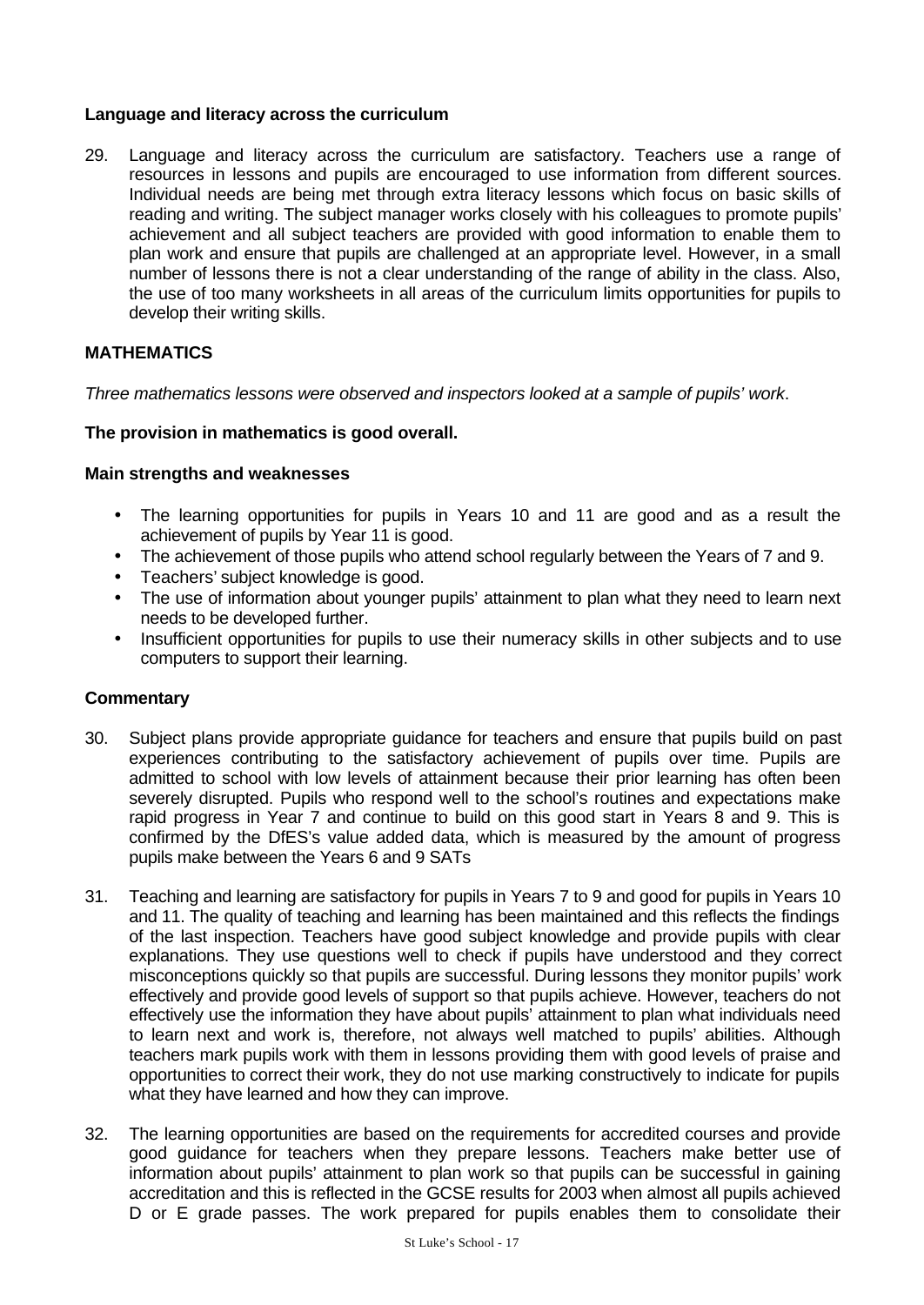**Language and literacy across the curriculum**

29. Language and literacy across the curriculum are satisfactory. Teachers use a range of resources in lessons and pupils are encouraged to use information from different sources. Individual needs are being met through extra literacy lessons which focus on basic skills of reading and writing. The subject manager works closely with his colleagues to promote pupils' achievement and all subject teachers are provided with good information to enable them to plan work and ensure that pupils are challenged at an appropriate level. However, in a small number of lessons there is not a clear understanding of the range of ability in the class. Also, the use of too many worksheets in all areas of the curriculum limits opportunities for pupils to develop their writing skills.

## MATHEMATICS

*Three mathematics lessons were observed and inspectors looked at a sample of pupils' work*.

**The provision in mathematics is good overall.**

**Main strengths and weaknesses**

- The learning opportunities for pupils in Years 10 and 11 are good and as a result the achievement of pupils by Year 11 is good.
- The achievement of those pupils who attend school regularly between the Years of 7 and 9.
- Teachers' subject knowledge is good.
- The use of information about younger pupils' attainment to plan what they need to learn next needs to be developed further.
- Insufficient opportunities for pupils to use their numeracy skills in other subjects and to use computers to support their learning.

**Commentary**

30. Subject plans provide appropriate guidance for teachers and ensure that pupils build on past experiences contributing to the satisfactory achievement of pupils over time. Pupils are admitted to school with low levels of attainment because their prior learning has often been severely disrupted. Pupils who respond well to the school's routines and expectations make rapid progress in Year 7 and continue to build on this good start in Years 8 and 9. This is confirmed by the DfES's value added data, which is measured by the amount of progress pupils make between the Years 6 and 9 SATs

31. Teaching and learning are satisfactory for pupils in Years 7 to 9 and good for pupils in Years 10 and 11. The quality of teaching and learning has been maintained and this reflects the findings of the last inspection. Teachers have good subject knowledge and provide pupils with clear explanations. They use questions well to check if pupils have understood and they correct misconceptions quickly so that pupils are successful. During lessons they monitor pupils' work effectively and provide good levels of support so that pupils achieve. However, teachers do not effectively use the information they have about pupils' attainment to plan what individuals need to learn next and work is, therefore, not always well matched to pupils' abilities. Although teachers mark pupils work with them in lessons providing them with good levels of praise and opportunities to correct their work, they do not use marking constructively to indicate for pupils what they have learned and how they can improve.

32. The learning opportunities are based on the requirements for accredited courses and provide good guidance for teachers when they prepare lessons. Teachers make better use of information about pupils' attainment to plan work so that pupils can be successful in gaining accreditation and this is reflected in the GCSE results for 2003 when almost all pupils achieved D or E grade passes. The work prepared for pupils enables them to consolidate their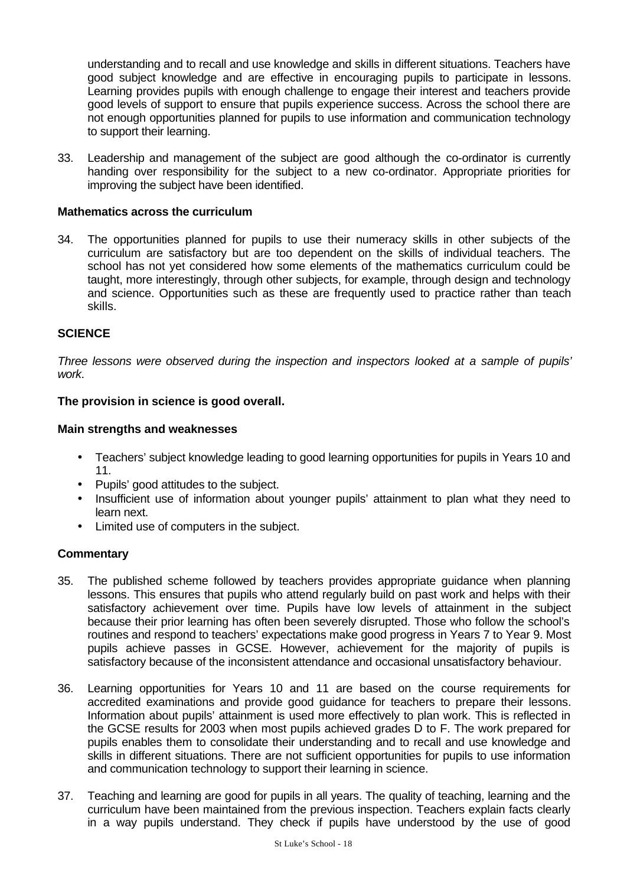understanding and to recall and use knowledge and skills in different situations. Teachers have good subject knowledge and are effective in encouraging pupils to participate in lessons. Learning provides pupils with enough challenge to engage their interest and teachers provide good levels of support to ensure that pupils experience success. Across the school there are not enough opportunities planned for pupils to use information and communication technology to support their learning.

33. Leadership and management of the subject are good although the co-ordinator is currently handing over responsibility for the subject to a new co-ordinator. Appropriate priorities for improving the subject have been identified.

**Mathematics across the curriculum**

34. The opportunities planned for pupils to use their numeracy skills in other subjects of the curriculum are satisfactory but are too dependent on the skills of individual teachers. The school has not yet considered how some elements of the mathematics curriculum could be taught, more interestingly, through other subjects, for example, through design and technology and science. Opportunities such as these are frequently used to practice rather than teach skills.

## SCIENCE

*Three lessons were observed during the inspection and inspectors looked at a sample of pupils' work.*

**The provision in science is good overall.**

**Main strengths and weaknesses**

- Teachers' subject knowledge leading to good learning opportunities for pupils in Years 10 and 11.
- Pupils' good attitudes to the subject.
- Insufficient use of information about younger pupils' attainment to plan what they need to learn next.
- Limited use of computers in the subject.

**Commentary**

35. The published scheme followed by teachers provides appropriate guidance when planning lessons. This ensures that pupils who attend regularly build on past work and helps with their satisfactory achievement over time. Pupils have low levels of attainment in the subject because their prior learning has often been severely disrupted. Those who follow the school's routines and respond to teachers' expectations make good progress in Years 7 to Year 9. Most pupils achieve passes in GCSE. However, achievement for the majority of pupils is satisfactory because of the inconsistent attendance and occasional unsatisfactory behaviour.

36. Learning opportunities for Years 10 and 11 are based on the course requirements for accredited examinations and provide good guidance for teachers to prepare their lessons. Information about pupils' attainment is used more effectively to plan work. This is reflected in the GCSE results for 2003 when most pupils achieved grades D to F. The work prepared for pupils enables them to consolidate their understanding and to recall and use knowledge and skills in different situations. There are not sufficient opportunities for pupils to use information and communication technology to support their learning in science.

37. Teaching and learning are good for pupils in all years. The quality of teaching, learning and the curriculum have been maintained from the previous inspection. Teachers explain facts clearly in a way pupils understand. They check if pupils have understood by the use of good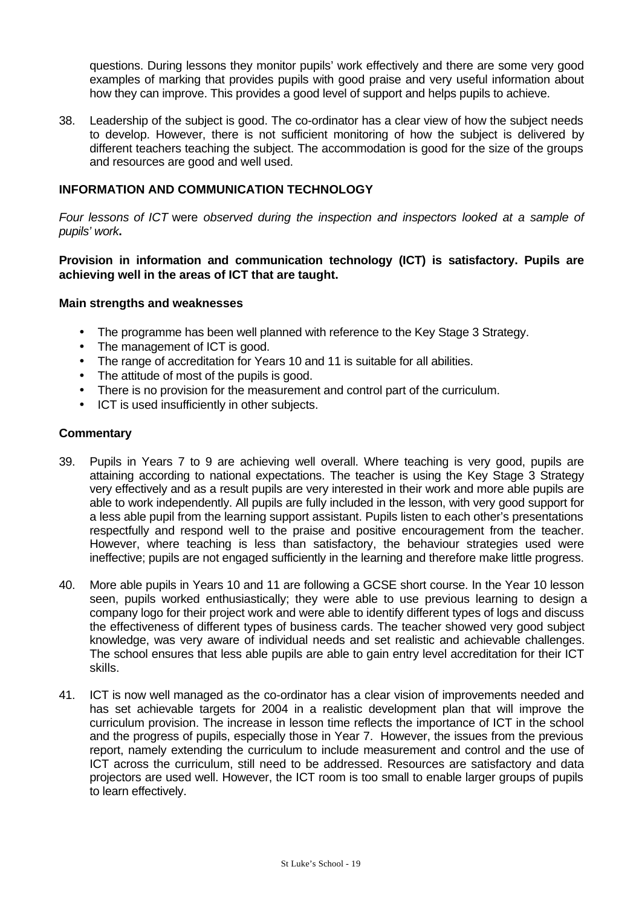questions. During lessons they monitor pupils' work effectively and there are some very good examples of marking that provides pupils with good praise and very useful information about how they can improve. This provides a good level of support and helps pupils to achieve.

38. Leadership of the subject is good. The co-ordinator has a clear view of how the subject needs to develop. However, there is not sufficient monitoring of how the subject is delivered by different teachers teaching the subject. The accommodation is good for the size of the groups and resources are good and well used.

## INFORMATION AND COMMUNICATION TECHNOLOGY

*Four lessons of ICT* were *observed during the inspection and inspectors looked at a sample of pupils' work***.**

**Provision in information and communication technology (ICT) is satisfactory. Pupils are achieving well in the areas of ICT that are taught.**

### Main strengths and weaknesses

- The programme has been well planned with reference to the Key Stage 3 Strategy.
- The management of ICT is good.
- The range of accreditation for Years 10 and 11 is suitable for all abilities.
- The attitude of most of the pupils is good.
- There is no provision for the measurement and control part of the curriculum.
- ICT is used insufficiently in other subjects.

### Commentary

39. Pupils in Years 7 to 9 are achieving well overall. Where teaching is very good, pupils are attaining according to national expectations. The teacher is using the Key Stage 3 Strategy very effectively and as a result pupils are very interested in their work and more able pupils are able to work independently. All pupils are fully included in the lesson, with very good support for a less able pupil from the learning support assistant. Pupils listen to each other's presentations respectfully and respond well to the praise and positive encouragement from the teacher. However, where teaching is less than satisfactory, the behaviour strategies used were ineffective; pupils are not engaged sufficiently in the learning and therefore make little progress.

40. More able pupils in Years 10 and 11 are following a GCSE short course. In the Year 10 lesson seen, pupils worked enthusiastically; they were able to use previous learning to design a company logo for their project work and were able to identify different types of logs and discuss the effectiveness of different types of business cards. The teacher showed very good subject knowledge, was very aware of individual needs and set realistic and achievable challenges. The school ensures that less able pupils are able to gain entry level accreditation for their ICT skills.

41. ICT is now well managed as the co-ordinator has a clear vision of improvements needed and has set achievable targets for 2004 in a realistic development plan that will improve the curriculum provision. The increase in lesson time reflects the importance of ICT in the school and the progress of pupils, especially those in Year 7. However, the issues from the previous report, namely extending the curriculum to include measurement and control and the use of ICT across the curriculum, still need to be addressed. Resources are satisfactory and data projectors are used well. However, the ICT room is too small to enable larger groups of pupils to learn effectively.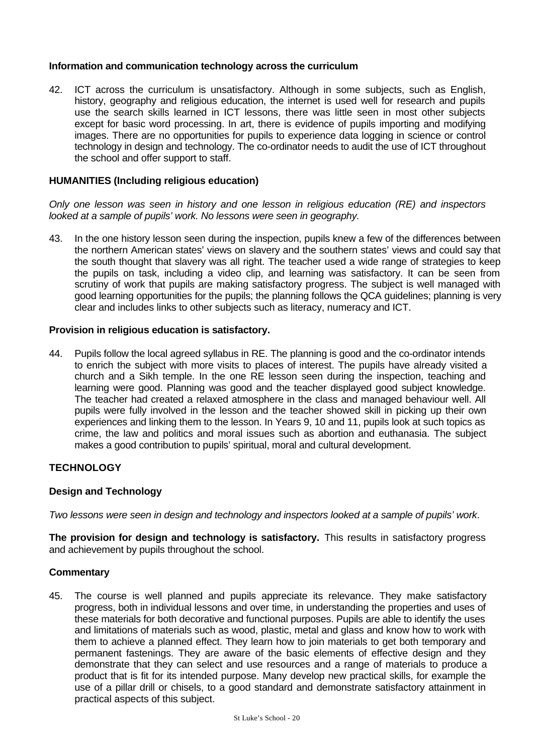**Information and communication technology across the curriculum**

42. ICT across the curriculum is unsatisfactory. Although in some subjects, such as English, history, geography and religious education, the internet is used well for research and pupils use the search skills learned in ICT lessons, there was little seen in most other subjects except for basic word processing. In art, there is evidence of pupils importing and modifying images. There are no opportunities for pupils to experience data logging in science or control technology in design and technology. The co-ordinator needs to audit the use of ICT throughout the school and offer support to staff.

**HUMANITIES (Including religious education)**

*Only one lesson was seen in history and one lesson in religious education (RE) and inspectors looked at a sample of pupils' work. No lessons were seen in geography.*

43. In the one history lesson seen during the inspection, pupils knew a few of the differences between the northern American states' views on slavery and the southern states' views and could say that the south thought that slavery was all right. The teacher used a wide range of strategies to keep the pupils on task, including a video clip, and learning was satisfactory. It can be seen from scrutiny of work that pupils are making satisfactory progress. The subject is well managed with good learning opportunities for the pupils; the planning follows the QCA guidelines; planning is very clear and includes links to other subjects such as literacy, numeracy and ICT.

**Provision in religious education is satisfactory.**

44. Pupils follow the local agreed syllabus in RE. The planning is good and the co-ordinator intends to enrich the subject with more visits to places of interest. The pupils have already visited a church and a Sikh temple. In the one RE lesson seen during the inspection, teaching and learning were good. Planning was good and the teacher displayed good subject knowledge. The teacher had created a relaxed atmosphere in the class and managed behaviour well. All pupils were fully involved in the lesson and the teacher showed skill in picking up their own experiences and linking them to the lesson. In Years 9, 10 and 11, pupils look at such topics as crime, the law and politics and moral issues such as abortion and euthanasia. The subject makes a good contribution to pupils' spiritual, moral and cultural development.

**TECHNOLOGY**

**Design and Technology**

*Two lessons were seen in design and technology and inspectors looked at a sample of pupils' work*.

**The provision for design and technology is satisfactory.** This results in satisfactory progress and achievement by pupils throughout the school.

**Commentary**

45. The course is well planned and pupils appreciate its relevance. They make satisfactory progress, both in individual lessons and over time, in understanding the properties and uses of these materials for both decorative and functional purposes. Pupils are able to identify the uses and limitations of materials such as wood, plastic, metal and glass and know how to work with them to achieve a planned effect. They learn how to join materials to get both temporary and permanent fastenings. They are aware of the basic elements of effective design and they demonstrate that they can select and use resources and a range of materials to produce a product that is fit for its intended purpose. Many develop new practical skills, for example the use of a pillar drill or chisels, to a good standard and demonstrate satisfactory attainment in practical aspects of this subject.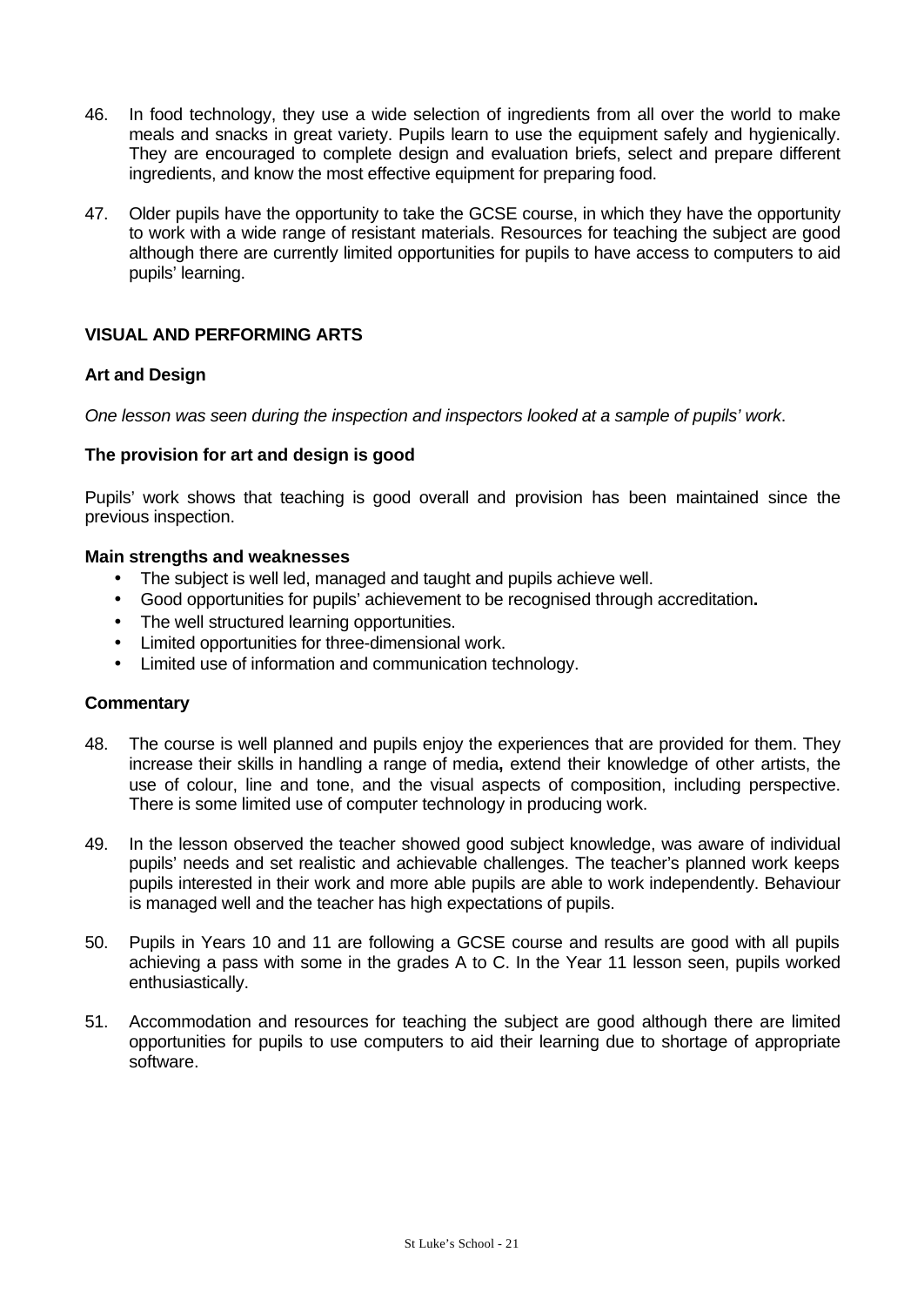46. In food technology, they use a wide selection of ingredients from all over the world to make meals and snacks in great variety. Pupils learn to use the equipment safely and hygienically. They are encouraged to complete design and evaluation briefs, select and prepare different ingredients, and know the most effective equipment for preparing food.

47. Older pupils have the opportunity to take the GCSE course, in which they have the opportunity to work with a wide range of resistant materials. Resources for teaching the subject are good although there are currently limited opportunities for pupils to have access to computers to aid pupils' learning.

## VISUAL AND PERFORMING ARTS

### Art and Design

*One lesson was seen during the inspection and inspectors looked at a sample of pupils' work*.

**The provision for art and design is good**

Pupils' work shows that teaching is good overall and provision has been maintained since the previous inspection.

**Main strengths and weaknesses**

- The subject is well led, managed and taught and pupils achieve well.
- Good opportunities for pupils' achievement to be recognised through accreditation**.**
- The well structured learning opportunities.
- Limited opportunities for three-dimensional work.
- Limited use of information and communication technology.

**Commentary**

48. The course is well planned and pupils enjoy the experiences that are provided for them. They increase their skills in handling a range of media**,** extend their knowledge of other artists, the use of colour, line and tone, and the visual aspects of composition, including perspective. There is some limited use of computer technology in producing work.

49. In the lesson observed the teacher showed good subject knowledge, was aware of individual pupils' needs and set realistic and achievable challenges. The teacher's planned work keeps pupils interested in their work and more able pupils are able to work independently. Behaviour is managed well and the teacher has high expectations of pupils.

50. Pupils in Years 10 and 11 are following a GCSE course and results are good with all pupils achieving a pass with some in the grades A to C. In the Year 11 lesson seen, pupils worked enthusiastically.

51. Accommodation and resources for teaching the subject are good although there are limited opportunities for pupils to use computers to aid their learning due to shortage of appropriate software.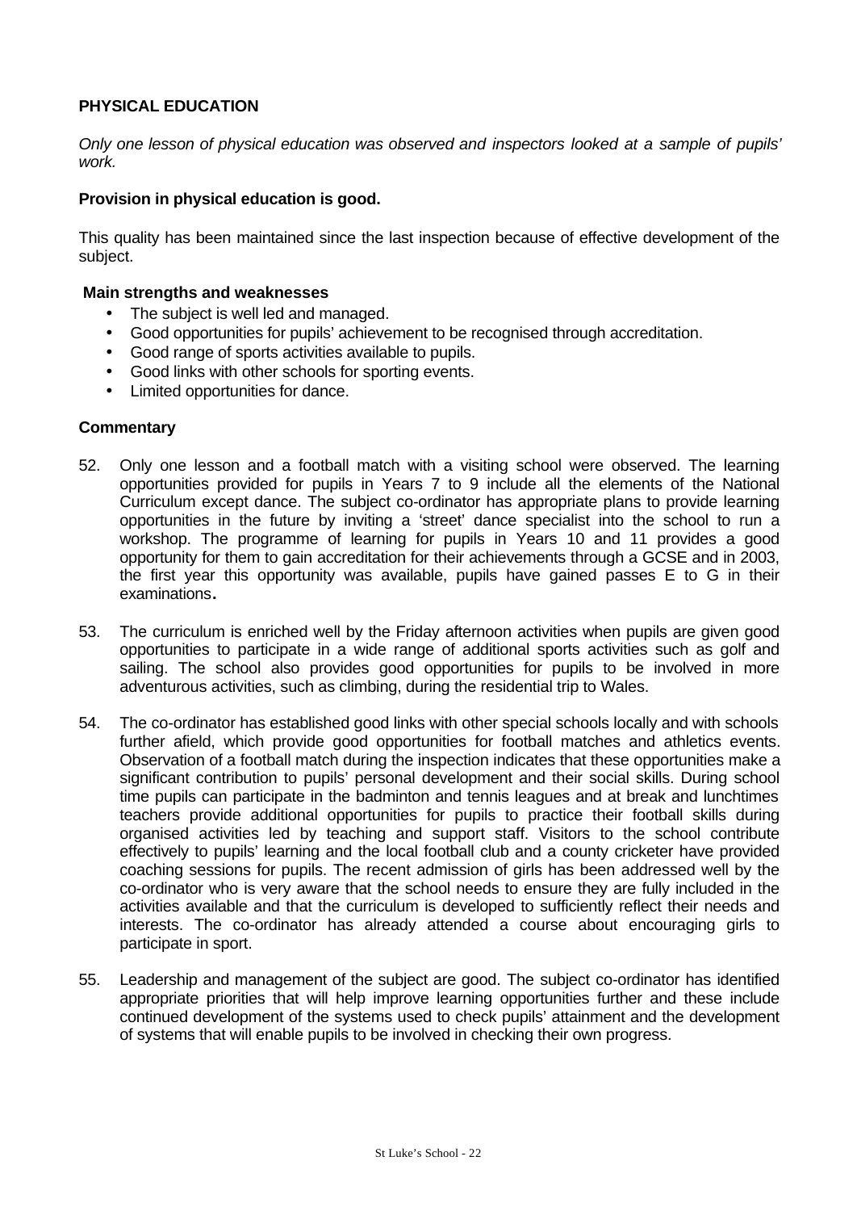## PHYSICAL EDUCATION

*Only one lesson of physical education was observed and inspectors looked at a sample of pupils' work.*

**Provision in physical education is good.**

This quality has been maintained since the last inspection because of effective development of the subject.

**Main strengths and weaknesses**

- The subject is well led and managed.
- Good opportunities for pupils' achievement to be recognised through accreditation.
- Good range of sports activities available to pupils.
- Good links with other schools for sporting events.
- Limited opportunities for dance.

**Commentary**

52. Only one lesson and a football match with a visiting school were observed. The learning opportunities provided for pupils in Years 7 to 9 include all the elements of the National Curriculum except dance. The subject co-ordinator has appropriate plans to provide learning opportunities in the future by inviting a 'street' dance specialist into the school to run a workshop. The programme of learning for pupils in Years 10 and 11 provides a good opportunity for them to gain accreditation for their achievements through a GCSE and in 2003, the first year this opportunity was available, pupils have gained passes E to G in their examinations**.**

53. The curriculum is enriched well by the Friday afternoon activities when pupils are given good opportunities to participate in a wide range of additional sports activities such as golf and sailing. The school also provides good opportunities for pupils to be involved in more adventurous activities, such as climbing, during the residential trip to Wales.

54. The co-ordinator has established good links with other special schools locally and with schools further afield, which provide good opportunities for football matches and athletics events. Observation of a football match during the inspection indicates that these opportunities make a significant contribution to pupils' personal development and their social skills. During school time pupils can participate in the badminton and tennis leagues and at break and lunchtimes teachers provide additional opportunities for pupils to practice their football skills during organised activities led by teaching and support staff. Visitors to the school contribute effectively to pupils' learning and the local football club and a county cricketer have provided coaching sessions for pupils. The recent admission of girls has been addressed well by the co-ordinator who is very aware that the school needs to ensure they are fully included in the activities available and that the curriculum is developed to sufficiently reflect their needs and interests. The co-ordinator has already attended a course about encouraging girls to participate in sport.

55. Leadership and management of the subject are good. The subject co-ordinator has identified appropriate priorities that will help improve learning opportunities further and these include continued development of the systems used to check pupils' attainment and the development of systems that will enable pupils to be involved in checking their own progress.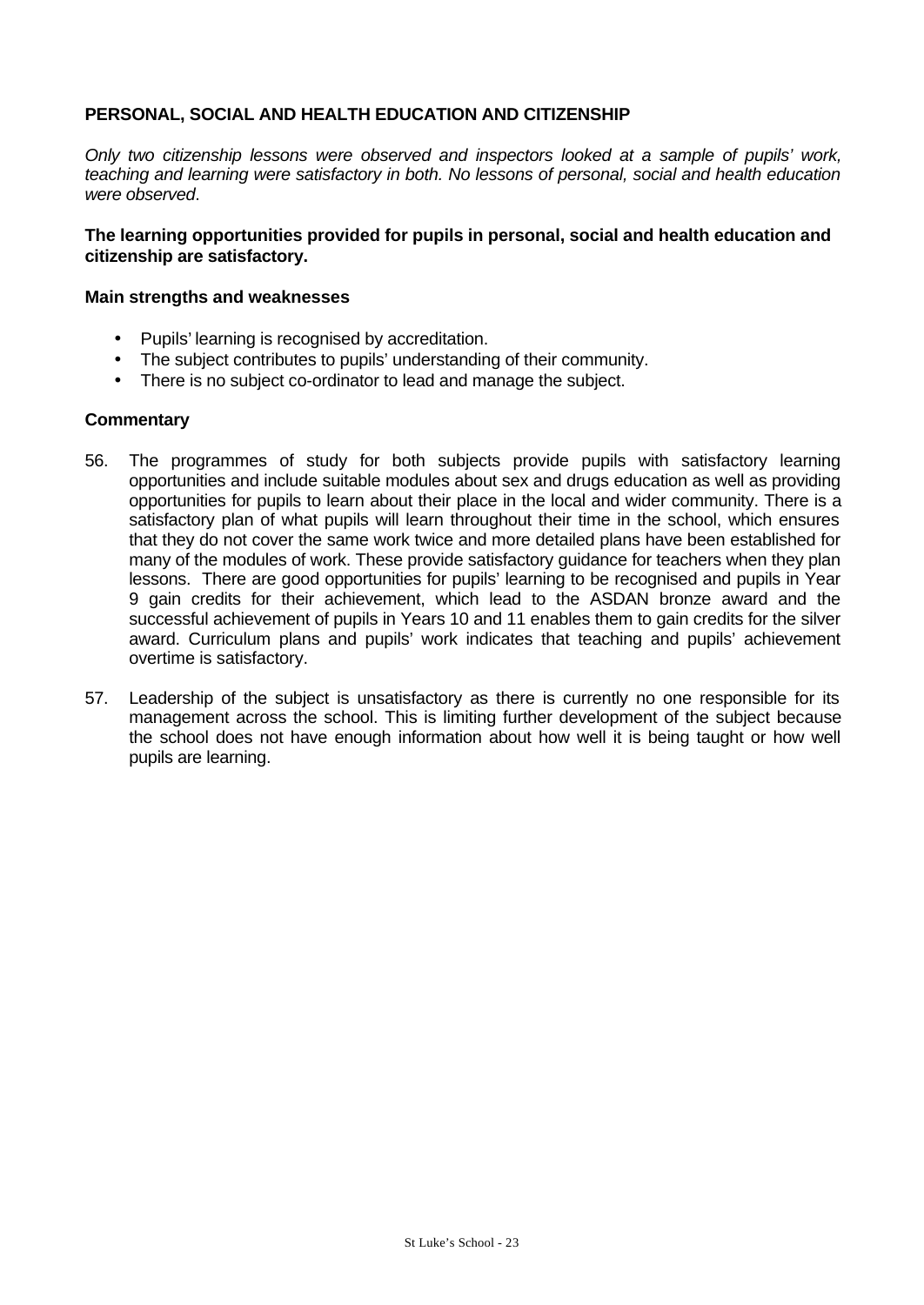### PERSONAL, SOCIAL AND HEALTH EDUCATION AND CITIZENSHIP

*Only two citizenship lessons were observed and inspectors looked at a sample of pupils' work, teaching and learning were satisfactory in both. No lessons of personal, social and health education were observed*.

**The learning opportunities provided for pupils in personal, social and health education and citizenship are satisfactory.**

**Main strengths and weaknesses**

- Pupils' learning is recognised by accreditation.
- The subject contributes to pupils' understanding of their community.
- There is no subject co-ordinator to lead and manage the subject.

**Commentary**

56. The programmes of study for both subjects provide pupils with satisfactory learning opportunities and include suitable modules about sex and drugs education as well as providing opportunities for pupils to learn about their place in the local and wider community. There is a satisfactory plan of what pupils will learn throughout their time in the school, which ensures that they do not cover the same work twice and more detailed plans have been established for many of the modules of work. These provide satisfactory guidance for teachers when they plan lessons. There are good opportunities for pupils' learning to be recognised and pupils in Year 9 gain credits for their achievement, which lead to the ASDAN bronze award and the successful achievement of pupils in Years 10 and 11 enables them to gain credits for the silver award. Curriculum plans and pupils' work indicates that teaching and pupils' achievement overtime is satisfactory.

57. Leadership of the subject is unsatisfactory as there is currently no one responsible for its management across the school. This is limiting further development of the subject because the school does not have enough information about how well it is being taught or how well pupils are learning.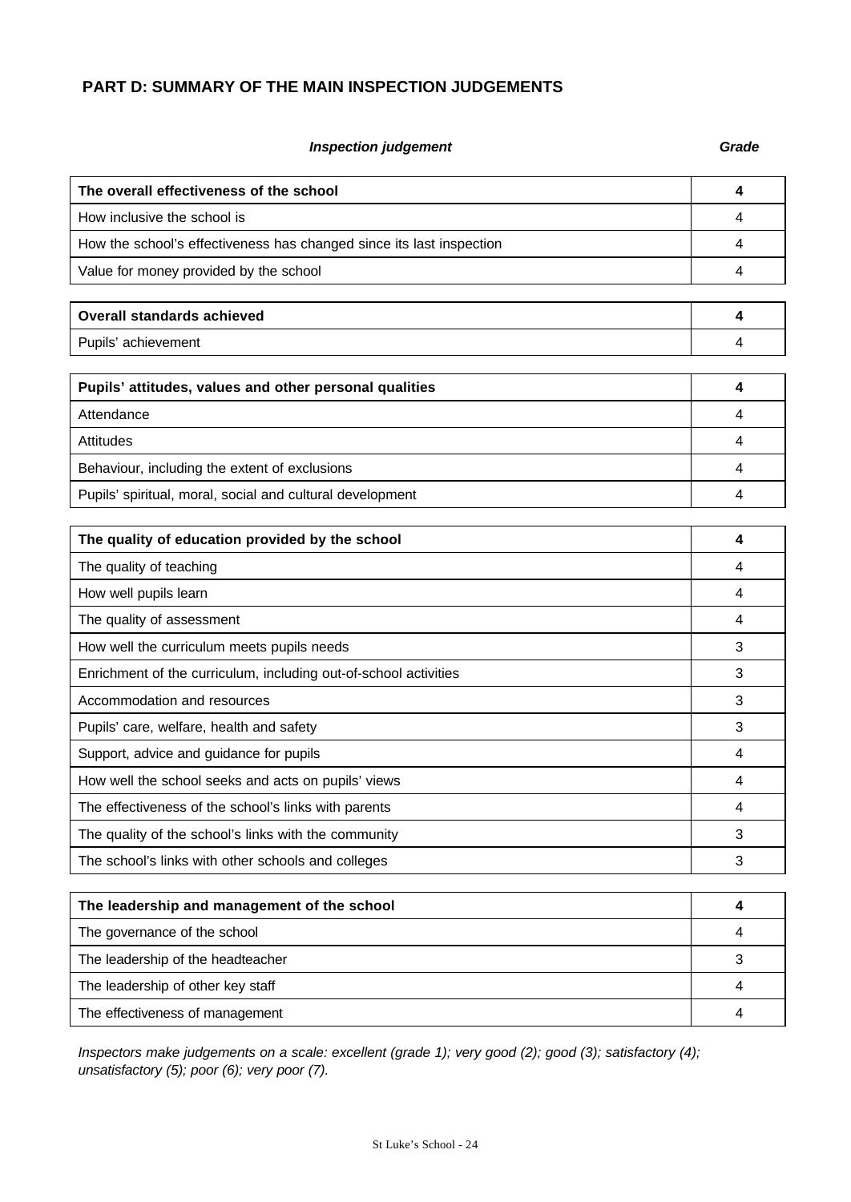## PART D: SUMMARY OF THE MAIN INSPECTION JUDGEMENTS

| ***Inspection judgement*** | ***Grade*** |
|---|---|
| **The overall effectiveness of the school** | **4** |
| How inclusive the school is | 4 |
| How the school's effectiveness has changed since its last inspection | 4 |
| Value for money provided by the school | 4 |
| **Overall standards achieved** | **4** |
| Pupils' achievement | 4 |
| **Pupils' attitudes, values and other personal qualities** | **4** |
| Attendance | 4 |
| Attitudes | 4 |
| Behaviour, including the extent of exclusions | 4 |
| Pupils' spiritual, moral, social and cultural development | 4 |
| **The quality of education provided by the school** | **4** |
| The quality of teaching | 4 |
| How well pupils learn | 4 |
| The quality of assessment | 4 |
| How well the curriculum meets pupils needs | 3 |
| Enrichment of the curriculum, including out-of-school activities | 3 |
| Accommodation and resources | 3 |
| Pupils' care, welfare, health and safety | 3 |
| Support, advice and guidance for pupils | 4 |
| How well the school seeks and acts on pupils' views | 4 |
| The effectiveness of the school's links with parents | 4 |
| The quality of the school's links with the community | 3 |
| The school's links with other schools and colleges | 3 |
| **The leadership and management of the school** | **4** |
| The governance of the school | 4 |
| The leadership of the headteacher | 3 |
| The leadership of other key staff | 4 |
| The effectiveness of management | 4 |

*Inspectors make judgements on a scale: excellent (grade 1); very good (2); good (3); satisfactory (4); unsatisfactory (5); poor (6); very poor (7).*